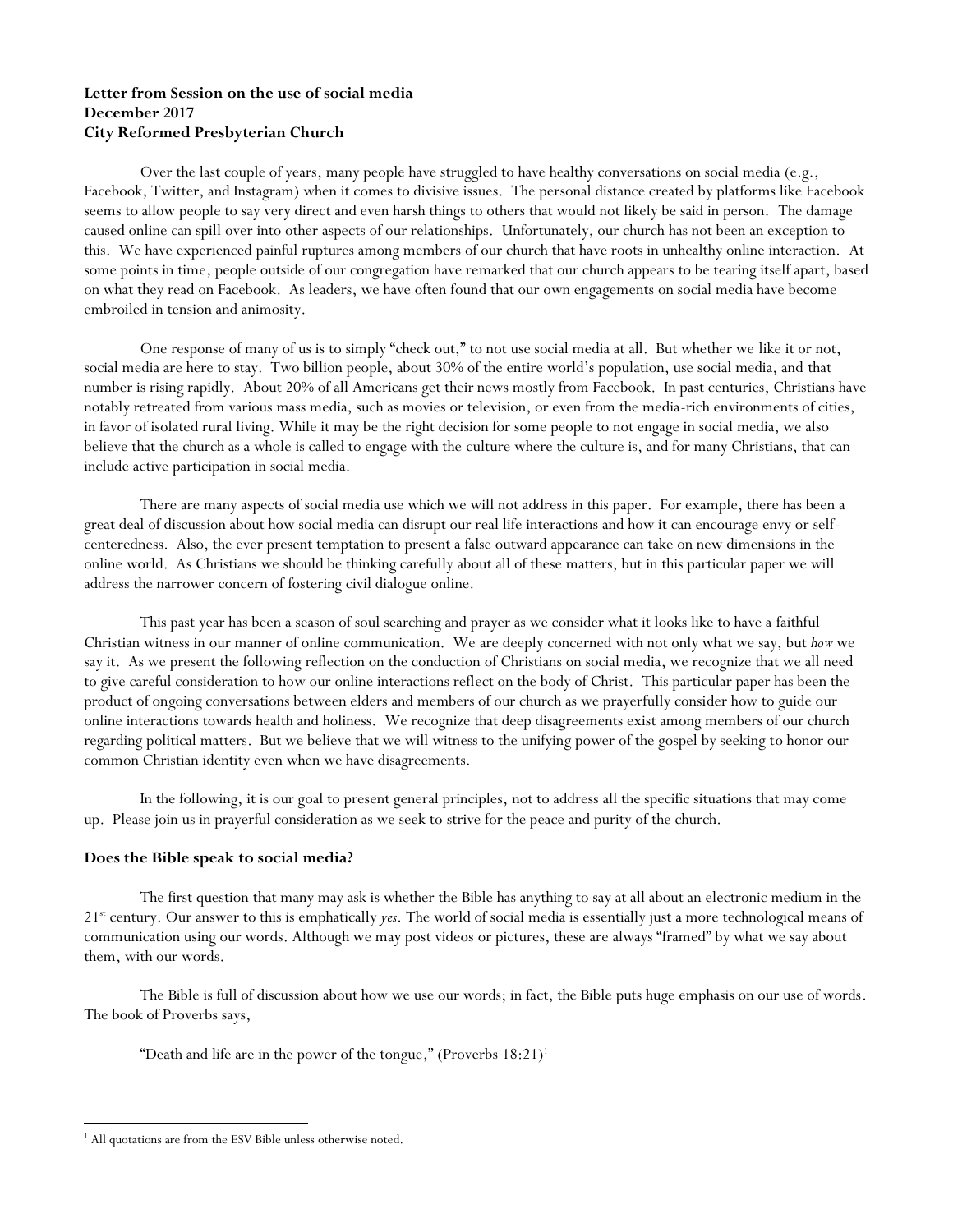**Letter from Session on the use of social media**
**December 2017**
**City Reformed Presbyterian Church**

Over the last couple of years, many people have struggled to have healthy conversations on social media (e.g., Facebook, Twitter, and Instagram) when it comes to divisive issues. The personal distance created by platforms like Facebook seems to allow people to say very direct and even harsh things to others that would not likely be said in person. The damage caused online can spill over into other aspects of our relationships. Unfortunately, our church has not been an exception to this. We have experienced painful ruptures among members of our church that have roots in unhealthy online interaction. At some points in time, people outside of our congregation have remarked that our church appears to be tearing itself apart, based on what they read on Facebook. As leaders, we have often found that our own engagements on social media have become embroiled in tension and animosity.

One response of many of us is to simply "check out," to not use social media at all. But whether we like it or not, social media are here to stay. Two billion people, about 30% of the entire world's population, use social media, and that number is rising rapidly. About 20% of all Americans get their news mostly from Facebook. In past centuries, Christians have notably retreated from various mass media, such as movies or television, or even from the media-rich environments of cities, in favor of isolated rural living. While it may be the right decision for some people to not engage in social media, we also believe that the church as a whole is called to engage with the culture where the culture is, and for many Christians, that can include active participation in social media.

There are many aspects of social media use which we will not address in this paper. For example, there has been a great deal of discussion about how social media can disrupt our real life interactions and how it can encourage envy or self-centeredness. Also, the ever present temptation to present a false outward appearance can take on new dimensions in the online world. As Christians we should be thinking carefully about all of these matters, but in this particular paper we will address the narrower concern of fostering civil dialogue online.

This past year has been a season of soul searching and prayer as we consider what it looks like to have a faithful Christian witness in our manner of online communication. We are deeply concerned with not only what we say, but *how* we say it. As we present the following reflection on the conduction of Christians on social media, we recognize that we all need to give careful consideration to how our online interactions reflect on the body of Christ. This particular paper has been the product of ongoing conversations between elders and members of our church as we prayerfully consider how to guide our online interactions towards health and holiness. We recognize that deep disagreements exist among members of our church regarding political matters. But we believe that we will witness to the unifying power of the gospel by seeking to honor our common Christian identity even when we have disagreements.

In the following, it is our goal to present general principles, not to address all the specific situations that may come up. Please join us in prayerful consideration as we seek to strive for the peace and purity of the church.

**Does the Bible speak to social media?**

The first question that many may ask is whether the Bible has anything to say at all about an electronic medium in the 21st century. Our answer to this is emphatically *yes*. The world of social media is essentially just a more technological means of communication using our words. Although we may post videos or pictures, these are always "framed" by what we say about them, with our words.

The Bible is full of discussion about how we use our words; in fact, the Bible puts huge emphasis on our use of words. The book of Proverbs says,

> "Death and life are in the power of the tongue," (Proverbs 18:21)[1]

[1] All quotations are from the ESV Bible unless otherwise noted.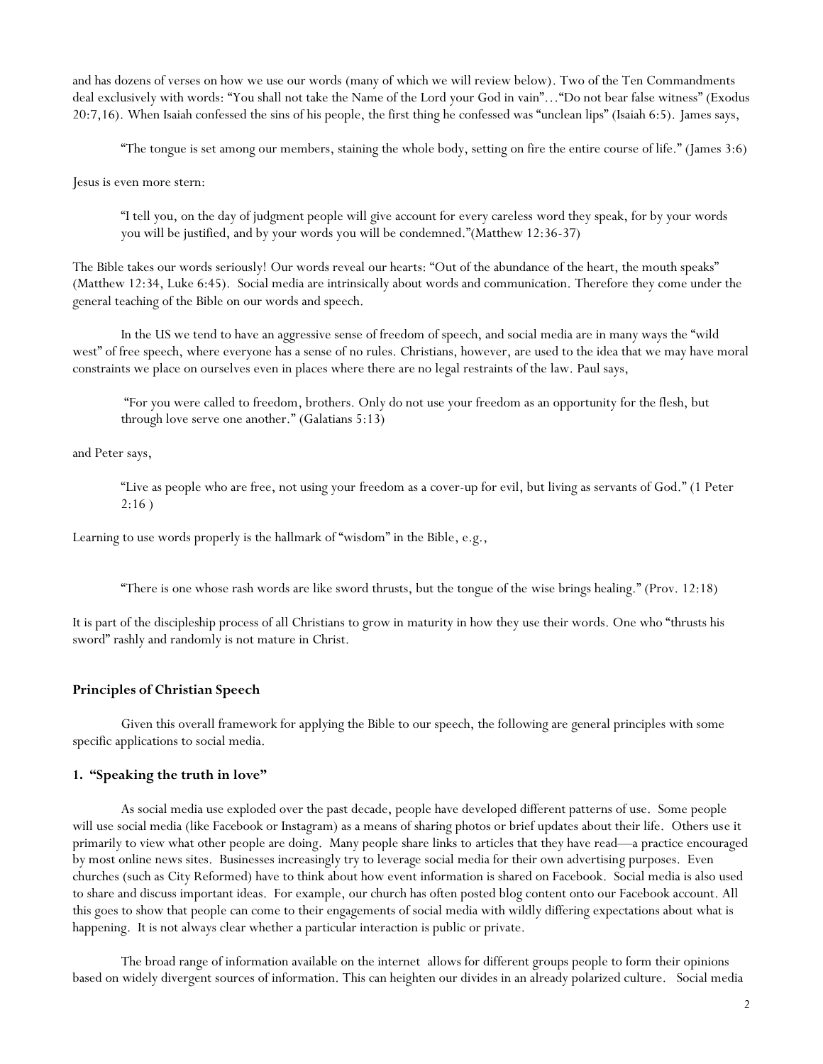and has dozens of verses on how we use our words (many of which we will review below). Two of the Ten Commandments deal exclusively with words: "You shall not take the Name of the Lord your God in vain"…"Do not bear false witness" (Exodus 20:7,16). When Isaiah confessed the sins of his people, the first thing he confessed was "unclean lips" (Isaiah 6:5). James says,

> "The tongue is set among our members, staining the whole body, setting on fire the entire course of life." (James 3:6)

Jesus is even more stern:

> "I tell you, on the day of judgment people will give account for every careless word they speak, for by your words you will be justified, and by your words you will be condemned."(Matthew 12:36-37)

The Bible takes our words seriously! Our words reveal our hearts: "Out of the abundance of the heart, the mouth speaks" (Matthew 12:34, Luke 6:45). Social media are intrinsically about words and communication. Therefore they come under the general teaching of the Bible on our words and speech.

In the US we tend to have an aggressive sense of freedom of speech, and social media are in many ways the "wild west" of free speech, where everyone has a sense of no rules. Christians, however, are used to the idea that we may have moral constraints we place on ourselves even in places where there are no legal restraints of the law. Paul says,

> "For you were called to freedom, brothers. Only do not use your freedom as an opportunity for the flesh, but through love serve one another." (Galatians 5:13)

and Peter says,

> "Live as people who are free, not using your freedom as a cover-up for evil, but living as servants of God." (1 Peter 2:16 )

Learning to use words properly is the hallmark of "wisdom" in the Bible, e.g.,

> "There is one whose rash words are like sword thrusts, but the tongue of the wise brings healing." (Prov. 12:18)

It is part of the discipleship process of all Christians to grow in maturity in how they use their words. One who "thrusts his sword" rashly and randomly is not mature in Christ.

### Principles of Christian Speech

Given this overall framework for applying the Bible to our speech, the following are general principles with some specific applications to social media.

### 1. "Speaking the truth in love"

As social media use exploded over the past decade, people have developed different patterns of use. Some people will use social media (like Facebook or Instagram) as a means of sharing photos or brief updates about their life. Others use it primarily to view what other people are doing. Many people share links to articles that they have read—a practice encouraged by most online news sites. Businesses increasingly try to leverage social media for their own advertising purposes. Even churches (such as City Reformed) have to think about how event information is shared on Facebook. Social media is also used to share and discuss important ideas. For example, our church has often posted blog content onto our Facebook account. All this goes to show that people can come to their engagements of social media with wildly differing expectations about what is happening. It is not always clear whether a particular interaction is public or private.

The broad range of information available on the internet allows for different groups people to form their opinions based on widely divergent sources of information. This can heighten our divides in an already polarized culture. Social media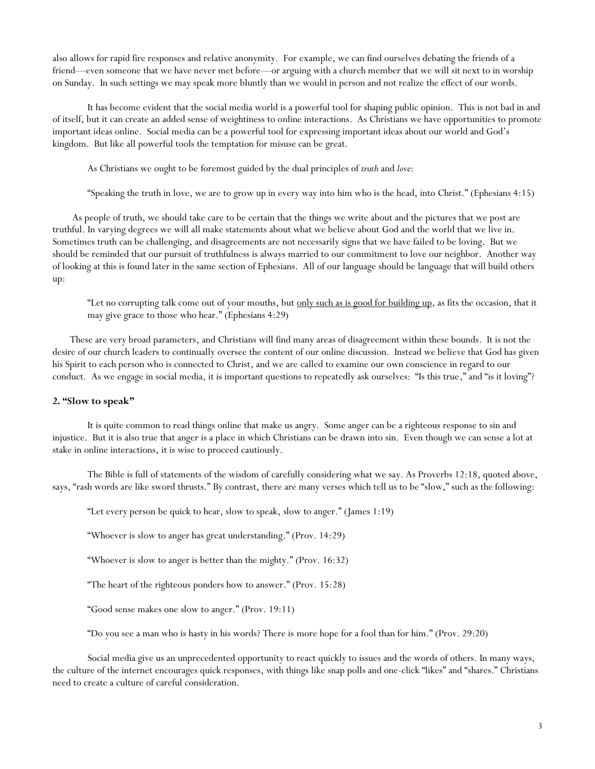also allows for rapid fire responses and relative anonymity. For example, we can find ourselves debating the friends of a friend—even someone that we have never met before—or arguing with a church member that we will sit next to in worship on Sunday. In such settings we may speak more bluntly than we would in person and not realize the effect of our words.

It has become evident that the social media world is a powerful tool for shaping public opinion. This is not bad in and of itself, but it can create an added sense of weightiness to online interactions. As Christians we have opportunities to promote important ideas online. Social media can be a powerful tool for expressing important ideas about our world and God's kingdom. But like all powerful tools the temptation for misuse can be great.

As Christians we ought to be foremost guided by the dual principles of *truth* and *love*:

> "Speaking the truth in love, we are to grow up in every way into him who is the head, into Christ." (Ephesians 4:15)

As people of truth, we should take care to be certain that the things we write about and the pictures that we post are truthful. In varying degrees we will all make statements about what we believe about God and the world that we live in. Sometimes truth can be challenging, and disagreements are not necessarily signs that we have failed to be loving. But we should be reminded that our pursuit of truthfulness is always married to our commitment to love our neighbor. Another way of looking at this is found later in the same section of Ephesians. All of our language should be language that will build others up:

> "Let no corrupting talk come out of your mouths, but <u>only such as is good for building up</u>, as fits the occasion, that it may give grace to those who hear." (Ephesians 4:29)

These are very broad parameters, and Christians will find many areas of disagreement within these bounds. It is not the desire of our church leaders to continually oversee the content of our online discussion. Instead we believe that God has given his Spirit to each person who is connected to Christ, and we are called to examine our own conscience in regard to our conduct. As we engage in social media, it is important questions to repeatedly ask ourselves: "Is this true," and "is it loving"?

## 2. "Slow to speak"

It is quite common to read things online that make us angry. Some anger can be a righteous response to sin and injustice. But it is also true that anger is a place in which Christians can be drawn into sin. Even though we can sense a lot at stake in online interactions, it is wise to proceed cautiously.

The Bible is full of statements of the wisdom of carefully considering what we say. As Proverbs 12:18, quoted above, says, "rash words are like sword thrusts." By contrast, there are many verses which tell us to be "slow," such as the following:

> "Let every person be quick to hear, slow to speak, slow to anger." (James 1:19)
>
> "Whoever is slow to anger has great understanding." (Prov. 14:29)
>
> "Whoever is slow to anger is better than the mighty." (Prov. 16:32)
>
> "The heart of the righteous ponders how to answer." (Prov. 15:28)
>
> "Good sense makes one slow to anger." (Prov. 19:11)
>
> "Do you see a man who is hasty in his words? There is more hope for a fool than for him." (Prov. 29:20)

Social media give us an unprecedented opportunity to react quickly to issues and the words of others. In many ways, the culture of the internet encourages quick responses, with things like snap polls and one-click "likes" and "shares." Christians need to create a culture of careful consideration.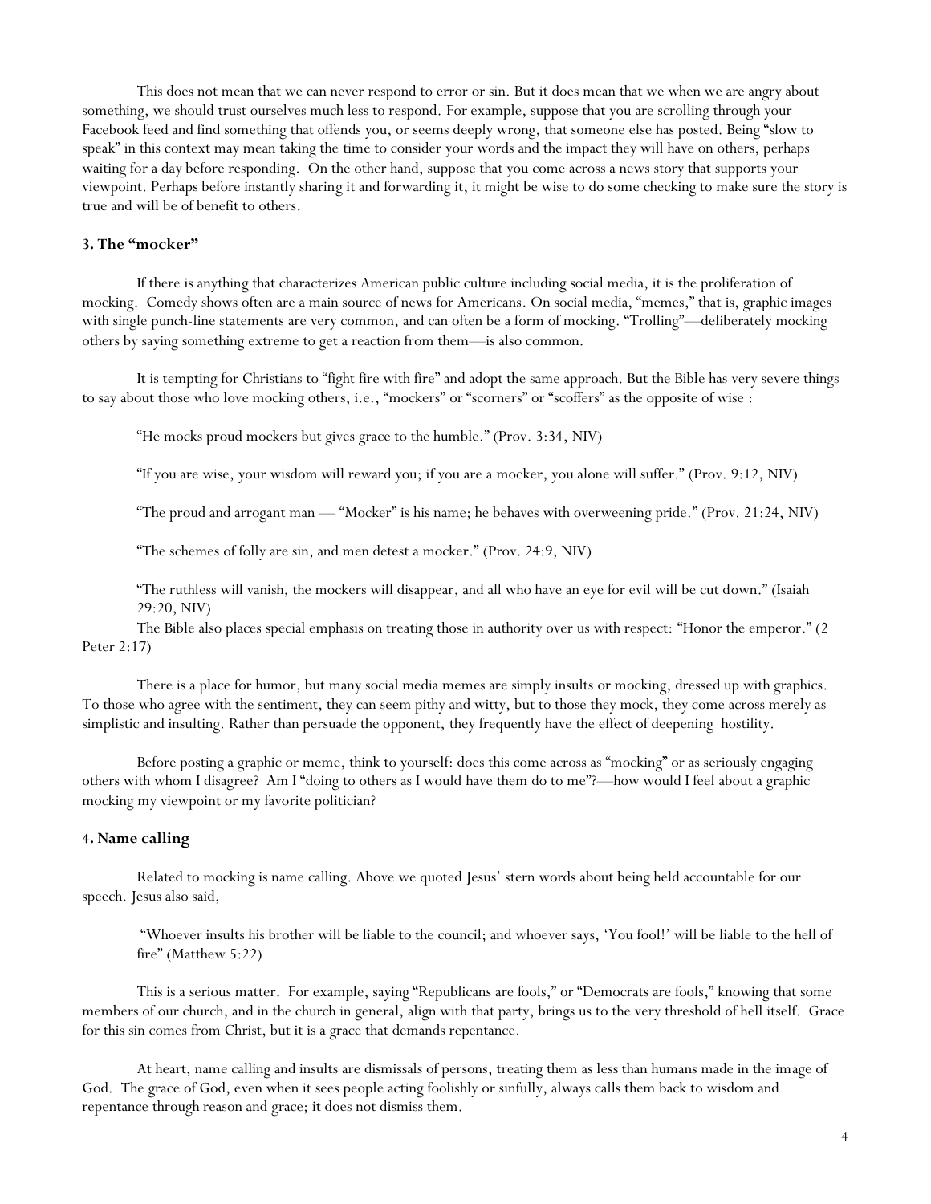This does not mean that we can never respond to error or sin. But it does mean that we when we are angry about something, we should trust ourselves much less to respond. For example, suppose that you are scrolling through your Facebook feed and find something that offends you, or seems deeply wrong, that someone else has posted. Being "slow to speak" in this context may mean taking the time to consider your words and the impact they will have on others, perhaps waiting for a day before responding. On the other hand, suppose that you come across a news story that supports your viewpoint. Perhaps before instantly sharing it and forwarding it, it might be wise to do some checking to make sure the story is true and will be of benefit to others.

### 3. The "mocker"

If there is anything that characterizes American public culture including social media, it is the proliferation of mocking. Comedy shows often are a main source of news for Americans. On social media, "memes," that is, graphic images with single punch-line statements are very common, and can often be a form of mocking. "Trolling"—deliberately mocking others by saying something extreme to get a reaction from them—is also common.

It is tempting for Christians to "fight fire with fire" and adopt the same approach. But the Bible has very severe things to say about those who love mocking others, i.e., "mockers" or "scorners" or "scoffers" as the opposite of wise :

> "He mocks proud mockers but gives grace to the humble." (Prov. 3:34, NIV)
>
> "If you are wise, your wisdom will reward you; if you are a mocker, you alone will suffer." (Prov. 9:12, NIV)
>
> "The proud and arrogant man — "Mocker" is his name; he behaves with overweening pride." (Prov. 21:24, NIV)
>
> "The schemes of folly are sin, and men detest a mocker." (Prov. 24:9, NIV)
>
> "The ruthless will vanish, the mockers will disappear, and all who have an eye for evil will be cut down." (Isaiah 29:20, NIV)

The Bible also places special emphasis on treating those in authority over us with respect: "Honor the emperor." (2 Peter 2:17)

There is a place for humor, but many social media memes are simply insults or mocking, dressed up with graphics. To those who agree with the sentiment, they can seem pithy and witty, but to those they mock, they come across merely as simplistic and insulting. Rather than persuade the opponent, they frequently have the effect of deepening hostility.

Before posting a graphic or meme, think to yourself: does this come across as "mocking" or as seriously engaging others with whom I disagree? Am I "doing to others as I would have them do to me"?—how would I feel about a graphic mocking my viewpoint or my favorite politician?

### 4. Name calling

Related to mocking is name calling. Above we quoted Jesus' stern words about being held accountable for our speech. Jesus also said,

> "Whoever insults his brother will be liable to the council; and whoever says, 'You fool!' will be liable to the hell of fire" (Matthew 5:22)

This is a serious matter. For example, saying "Republicans are fools," or "Democrats are fools," knowing that some members of our church, and in the church in general, align with that party, brings us to the very threshold of hell itself. Grace for this sin comes from Christ, but it is a grace that demands repentance.

At heart, name calling and insults are dismissals of persons, treating them as less than humans made in the image of God. The grace of God, even when it sees people acting foolishly or sinfully, always calls them back to wisdom and repentance through reason and grace; it does not dismiss them.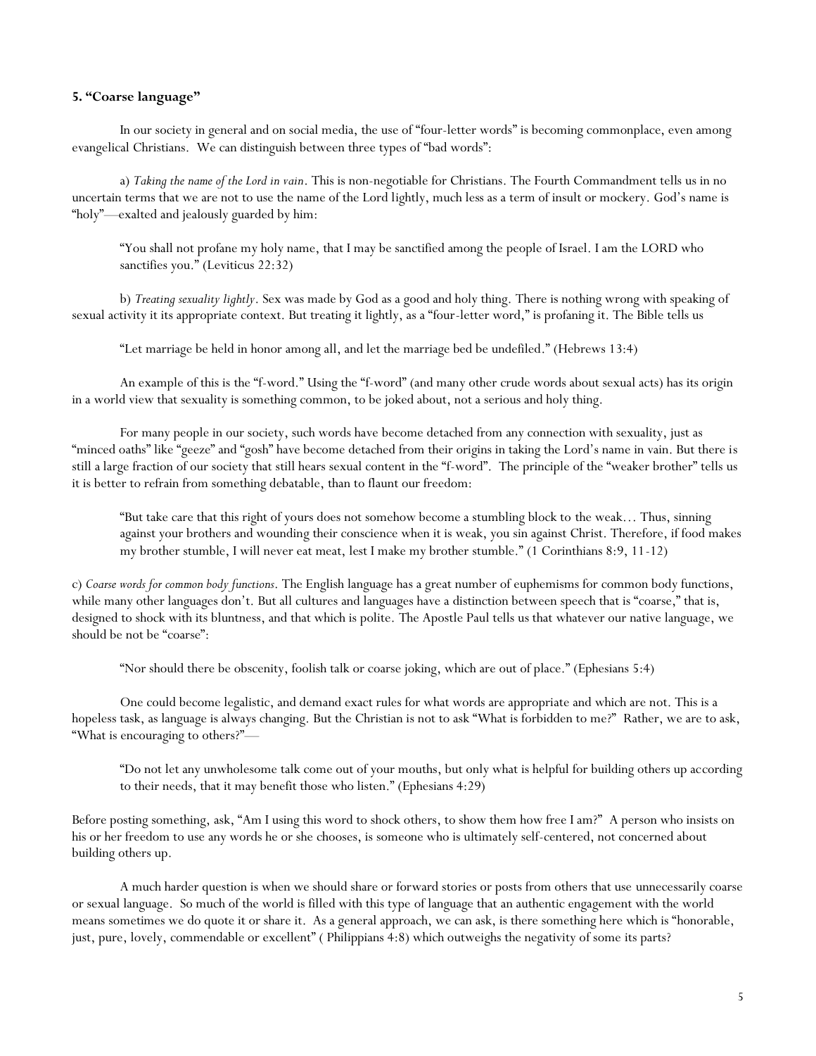**5. "Coarse language"**

In our society in general and on social media, the use of "four-letter words" is becoming commonplace, even among evangelical Christians. We can distinguish between three types of "bad words":

a) *Taking the name of the Lord in vain*. This is non-negotiable for Christians. The Fourth Commandment tells us in no uncertain terms that we are not to use the name of the Lord lightly, much less as a term of insult or mockery. God's name is "holy"—exalted and jealously guarded by him:

> "You shall not profane my holy name, that I may be sanctified among the people of Israel. I am the LORD who sanctifies you." (Leviticus 22:32)

b) *Treating sexuality lightly*. Sex was made by God as a good and holy thing. There is nothing wrong with speaking of sexual activity it its appropriate context. But treating it lightly, as a "four-letter word," is profaning it. The Bible tells us

> "Let marriage be held in honor among all, and let the marriage bed be undefiled." (Hebrews 13:4)

An example of this is the "f-word." Using the "f-word" (and many other crude words about sexual acts) has its origin in a world view that sexuality is something common, to be joked about, not a serious and holy thing.

For many people in our society, such words have become detached from any connection with sexuality, just as "minced oaths" like "geeze" and "gosh" have become detached from their origins in taking the Lord's name in vain. But there is still a large fraction of our society that still hears sexual content in the "f-word". The principle of the "weaker brother" tells us it is better to refrain from something debatable, than to flaunt our freedom:

> "But take care that this right of yours does not somehow become a stumbling block to the weak… Thus, sinning against your brothers and wounding their conscience when it is weak, you sin against Christ. Therefore, if food makes my brother stumble, I will never eat meat, lest I make my brother stumble." (1 Corinthians 8:9, 11-12)

c) *Coarse words for common body functions*. The English language has a great number of euphemisms for common body functions, while many other languages don't. But all cultures and languages have a distinction between speech that is "coarse," that is, designed to shock with its bluntness, and that which is polite. The Apostle Paul tells us that whatever our native language, we should be not be "coarse":

> "Nor should there be obscenity, foolish talk or coarse joking, which are out of place." (Ephesians 5:4)

One could become legalistic, and demand exact rules for what words are appropriate and which are not. This is a hopeless task, as language is always changing. But the Christian is not to ask "What is forbidden to me?" Rather, we are to ask, "What is encouraging to others?"—

> "Do not let any unwholesome talk come out of your mouths, but only what is helpful for building others up according to their needs, that it may benefit those who listen." (Ephesians 4:29)

Before posting something, ask, "Am I using this word to shock others, to show them how free I am?" A person who insists on his or her freedom to use any words he or she chooses, is someone who is ultimately self-centered, not concerned about building others up.

A much harder question is when we should share or forward stories or posts from others that use unnecessarily coarse or sexual language. So much of the world is filled with this type of language that an authentic engagement with the world means sometimes we do quote it or share it. As a general approach, we can ask, is there something here which is "honorable, just, pure, lovely, commendable or excellent" ( Philippians 4:8) which outweighs the negativity of some its parts?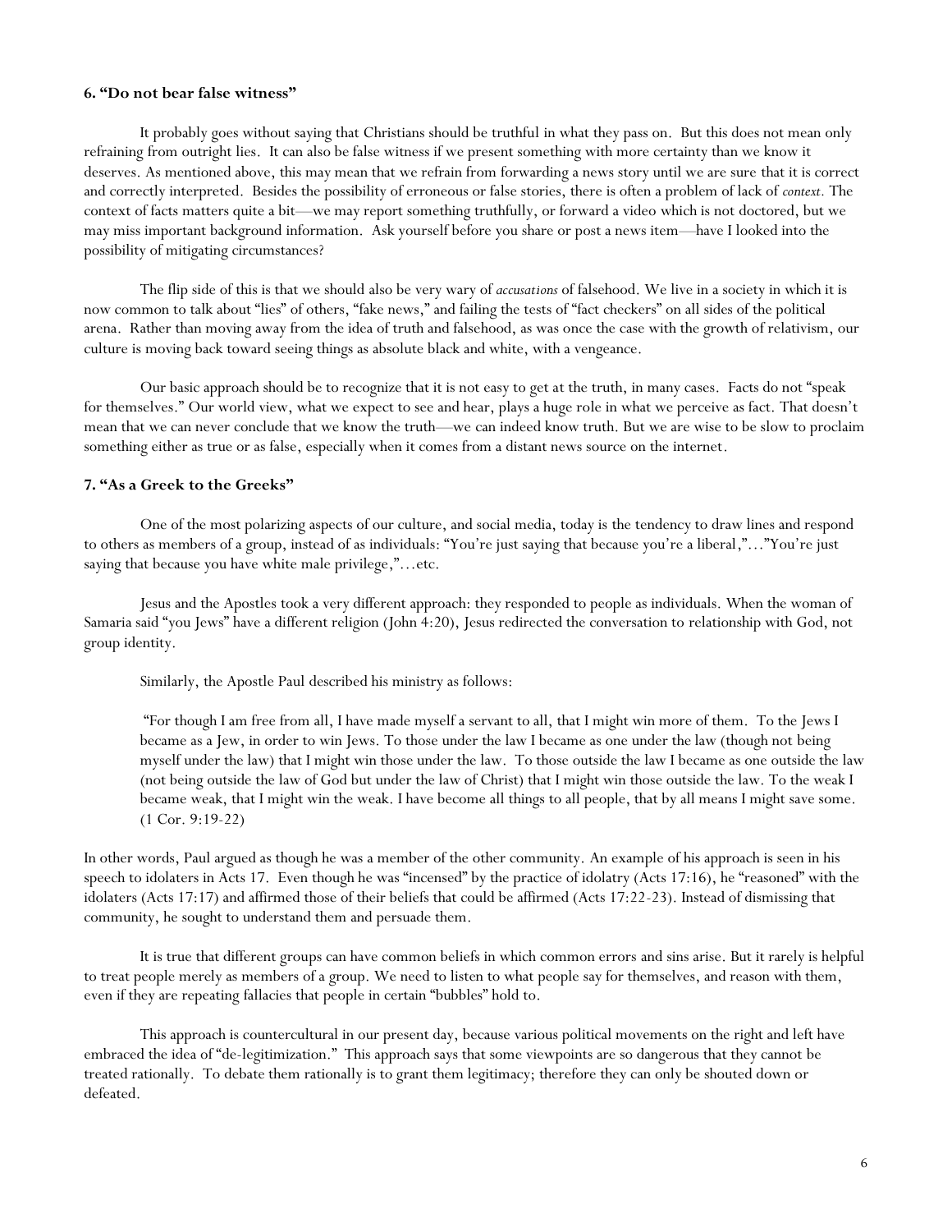### 6. "Do not bear false witness"

It probably goes without saying that Christians should be truthful in what they pass on. But this does not mean only refraining from outright lies. It can also be false witness if we present something with more certainty than we know it deserves. As mentioned above, this may mean that we refrain from forwarding a news story until we are sure that it is correct and correctly interpreted. Besides the possibility of erroneous or false stories, there is often a problem of lack of *context*. The context of facts matters quite a bit—we may report something truthfully, or forward a video which is not doctored, but we may miss important background information. Ask yourself before you share or post a news item—have I looked into the possibility of mitigating circumstances?

The flip side of this is that we should also be very wary of *accusations* of falsehood. We live in a society in which it is now common to talk about "lies" of others, "fake news," and failing the tests of "fact checkers" on all sides of the political arena. Rather than moving away from the idea of truth and falsehood, as was once the case with the growth of relativism, our culture is moving back toward seeing things as absolute black and white, with a vengeance.

Our basic approach should be to recognize that it is not easy to get at the truth, in many cases. Facts do not "speak for themselves." Our world view, what we expect to see and hear, plays a huge role in what we perceive as fact. That doesn't mean that we can never conclude that we know the truth—we can indeed know truth. But we are wise to be slow to proclaim something either as true or as false, especially when it comes from a distant news source on the internet.

### 7. "As a Greek to the Greeks"

One of the most polarizing aspects of our culture, and social media, today is the tendency to draw lines and respond to others as members of a group, instead of as individuals: "You're just saying that because you're a liberal,"…"You're just saying that because you have white male privilege,"…etc.

Jesus and the Apostles took a very different approach: they responded to people as individuals. When the woman of Samaria said "you Jews" have a different religion (John 4:20), Jesus redirected the conversation to relationship with God, not group identity.

Similarly, the Apostle Paul described his ministry as follows:

> "For though I am free from all, I have made myself a servant to all, that I might win more of them. To the Jews I became as a Jew, in order to win Jews. To those under the law I became as one under the law (though not being myself under the law) that I might win those under the law. To those outside the law I became as one outside the law (not being outside the law of God but under the law of Christ) that I might win those outside the law. To the weak I became weak, that I might win the weak. I have become all things to all people, that by all means I might save some. (1 Cor. 9:19-22)

In other words, Paul argued as though he was a member of the other community. An example of his approach is seen in his speech to idolaters in Acts 17. Even though he was "incensed" by the practice of idolatry (Acts 17:16), he "reasoned" with the idolaters (Acts 17:17) and affirmed those of their beliefs that could be affirmed (Acts 17:22-23). Instead of dismissing that community, he sought to understand them and persuade them.

It is true that different groups can have common beliefs in which common errors and sins arise. But it rarely is helpful to treat people merely as members of a group. We need to listen to what people say for themselves, and reason with them, even if they are repeating fallacies that people in certain "bubbles" hold to.

This approach is countercultural in our present day, because various political movements on the right and left have embraced the idea of "de-legitimization." This approach says that some viewpoints are so dangerous that they cannot be treated rationally. To debate them rationally is to grant them legitimacy; therefore they can only be shouted down or defeated.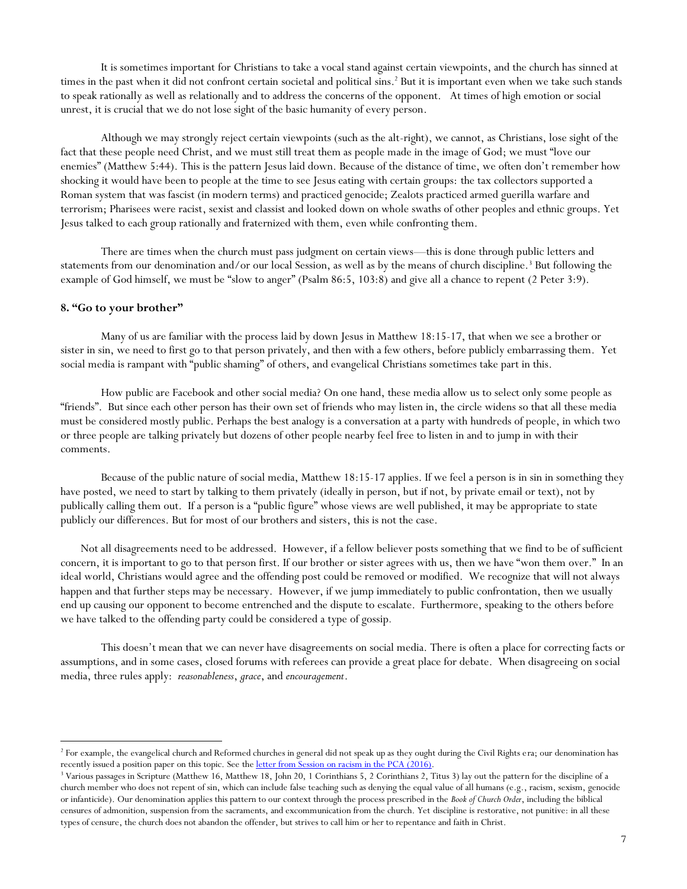It is sometimes important for Christians to take a vocal stand against certain viewpoints, and the church has sinned at times in the past when it did not confront certain societal and political sins.[2] But it is important even when we take such stands to speak rationally as well as relationally and to address the concerns of the opponent. At times of high emotion or social unrest, it is crucial that we do not lose sight of the basic humanity of every person.

Although we may strongly reject certain viewpoints (such as the alt-right), we cannot, as Christians, lose sight of the fact that these people need Christ, and we must still treat them as people made in the image of God; we must "love our enemies" (Matthew 5:44). This is the pattern Jesus laid down. Because of the distance of time, we often don't remember how shocking it would have been to people at the time to see Jesus eating with certain groups: the tax collectors supported a Roman system that was fascist (in modern terms) and practiced genocide; Zealots practiced armed guerilla warfare and terrorism; Pharisees were racist, sexist and classist and looked down on whole swaths of other peoples and ethnic groups. Yet Jesus talked to each group rationally and fraternized with them, even while confronting them.

There are times when the church must pass judgment on certain views—this is done through public letters and statements from our denomination and/or our local Session, as well as by the means of church discipline.[3] But following the example of God himself, we must be "slow to anger" (Psalm 86:5, 103:8) and give all a chance to repent (2 Peter 3:9).

### 8. "Go to your brother"

Many of us are familiar with the process laid by down Jesus in Matthew 18:15-17, that when we see a brother or sister in sin, we need to first go to that person privately, and then with a few others, before publicly embarrassing them. Yet social media is rampant with "public shaming" of others, and evangelical Christians sometimes take part in this.

How public are Facebook and other social media? On one hand, these media allow us to select only some people as "friends". But since each other person has their own set of friends who may listen in, the circle widens so that all these media must be considered mostly public. Perhaps the best analogy is a conversation at a party with hundreds of people, in which two or three people are talking privately but dozens of other people nearby feel free to listen in and to jump in with their comments.

Because of the public nature of social media, Matthew 18:15-17 applies. If we feel a person is in sin in something they have posted, we need to start by talking to them privately (ideally in person, but if not, by private email or text), not by publically calling them out. If a person is a "public figure" whose views are well published, it may be appropriate to state publicly our differences. But for most of our brothers and sisters, this is not the case.

Not all disagreements need to be addressed. However, if a fellow believer posts something that we find to be of sufficient concern, it is important to go to that person first. If our brother or sister agrees with us, then we have "won them over." In an ideal world, Christians would agree and the offending post could be removed or modified. We recognize that will not always happen and that further steps may be necessary. However, if we jump immediately to public confrontation, then we usually end up causing our opponent to become entrenched and the dispute to escalate. Furthermore, speaking to the others before we have talked to the offending party could be considered a type of gossip.

This doesn't mean that we can never have disagreements on social media. There is often a place for correcting facts or assumptions, and in some cases, closed forums with referees can provide a great place for debate. When disagreeing on social media, three rules apply: *reasonableness*, *grace*, and *encouragement*.

---

[2] For example, the evangelical church and Reformed churches in general did not speak up as they ought during the Civil Rights era; our denomination has recently issued a position paper on this topic. See the [letter from Session on racism in the PCA (2016)](#).

[3] Various passages in Scripture (Matthew 16, Matthew 18, John 20, 1 Corinthians 5, 2 Corinthians 2, Titus 3) lay out the pattern for the discipline of a church member who does not repent of sin, which can include false teaching such as denying the equal value of all humans (e.g., racism, sexism, genocide or infanticide). Our denomination applies this pattern to our context through the process prescribed in the *Book of Church Order*, including the biblical censures of admonition, suspension from the sacraments, and excommunication from the church. Yet discipline is restorative, not punitive: in all these types of censure, the church does not abandon the offender, but strives to call him or her to repentance and faith in Christ.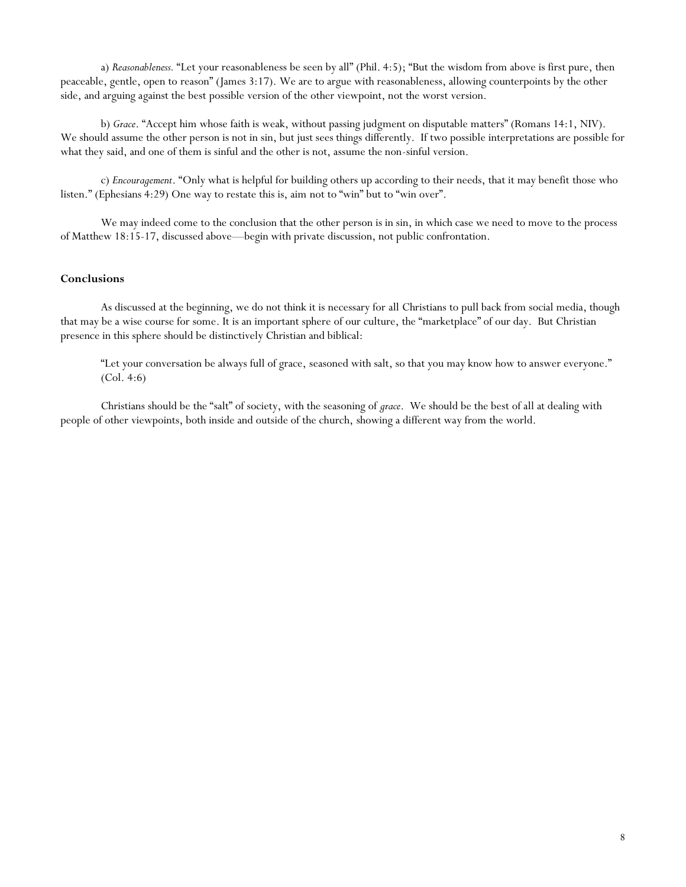a) *Reasonableness.* "Let your reasonableness be seen by all" (Phil. 4:5); "But the wisdom from above is first pure, then peaceable, gentle, open to reason" (James 3:17). We are to argue with reasonableness, allowing counterpoints by the other side, and arguing against the best possible version of the other viewpoint, not the worst version.

b) *Grace*. "Accept him whose faith is weak, without passing judgment on disputable matters" (Romans 14:1, NIV). We should assume the other person is not in sin, but just sees things differently. If two possible interpretations are possible for what they said, and one of them is sinful and the other is not, assume the non-sinful version.

c) *Encouragement*. "Only what is helpful for building others up according to their needs, that it may benefit those who listen." (Ephesians 4:29) One way to restate this is, aim not to "win" but to "win over".

We may indeed come to the conclusion that the other person is in sin, in which case we need to move to the process of Matthew 18:15-17, discussed above—begin with private discussion, not public confrontation.

**Conclusions**

As discussed at the beginning, we do not think it is necessary for all Christians to pull back from social media, though that may be a wise course for some. It is an important sphere of our culture, the "marketplace" of our day. But Christian presence in this sphere should be distinctively Christian and biblical:

> "Let your conversation be always full of grace, seasoned with salt, so that you may know how to answer everyone." (Col. 4:6)

Christians should be the "salt" of society, with the seasoning of *grace*. We should be the best of all at dealing with people of other viewpoints, both inside and outside of the church, showing a different way from the world.